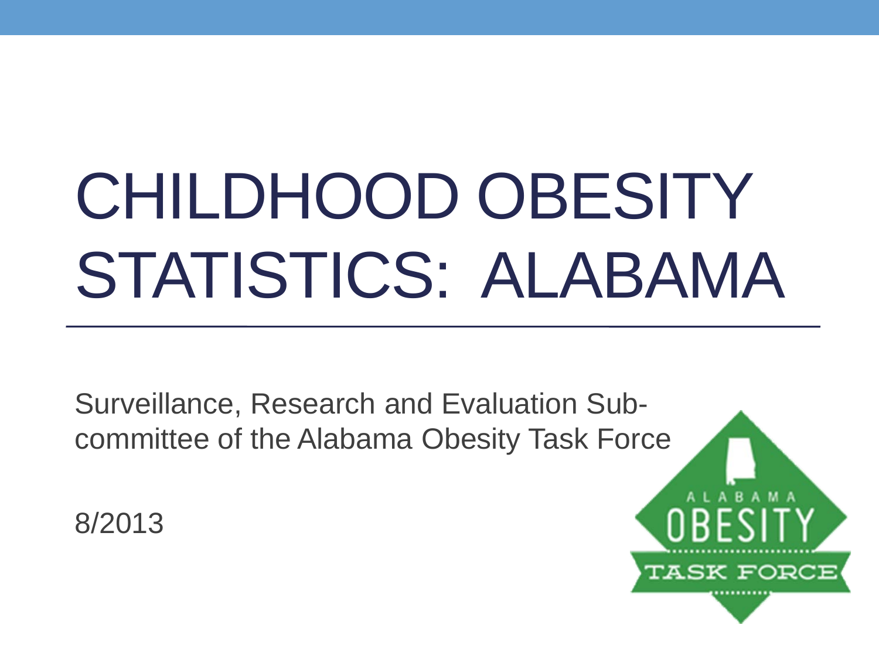# CHILDHOOD OBESITY STATISTICS: ALABAMA

Surveillance, Research and Evaluation Sub-committee of the Alabama Obesity Task Force

8/2013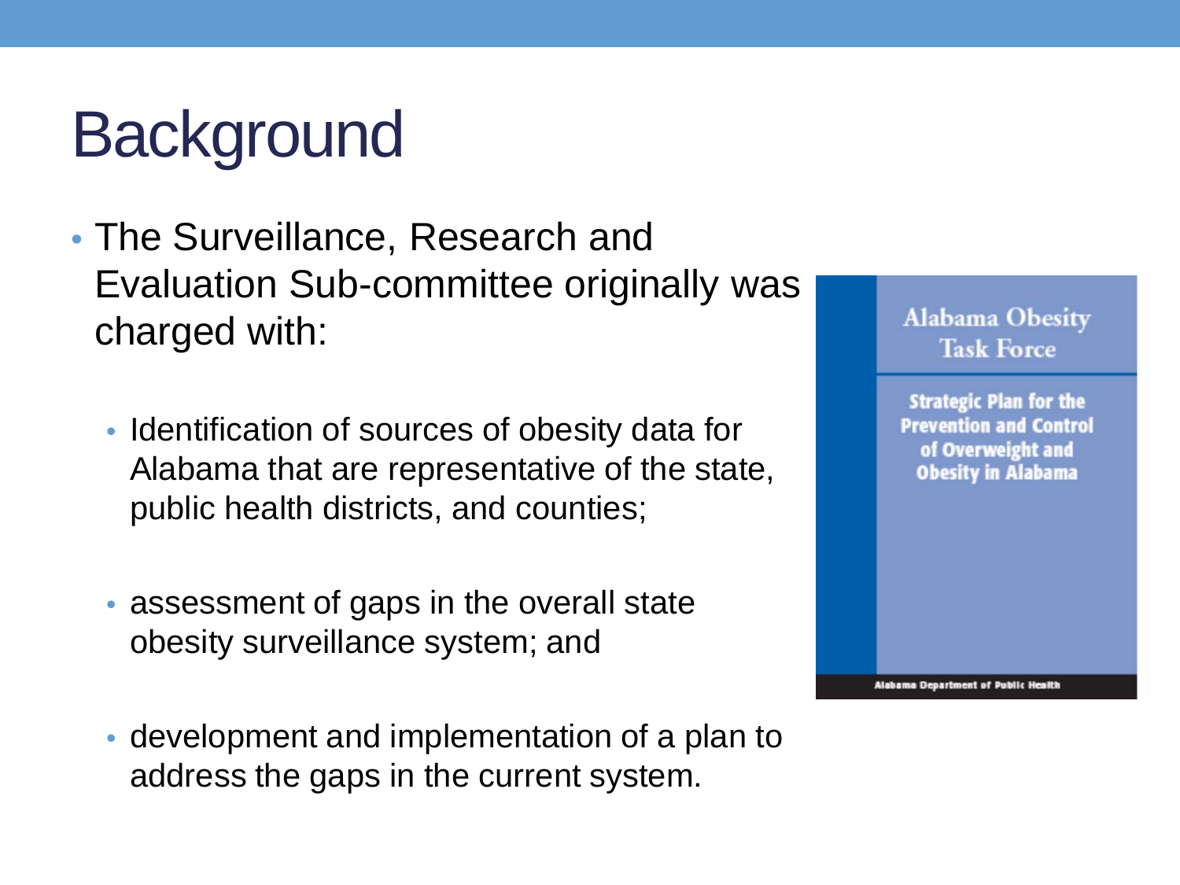# Background

- The Surveillance, Research and Evaluation Sub-committee originally was charged with:
  - Identification of sources of obesity data for Alabama that are representative of the state, public health districts, and counties;
  - assessment of gaps in the overall state obesity surveillance system; and
  - development and implementation of a plan to address the gaps in the current system.

Alabama Obesity Task Force

Strategic Plan for the Prevention and Control of Overweight and Obesity in Alabama

Alabama Department of Public Health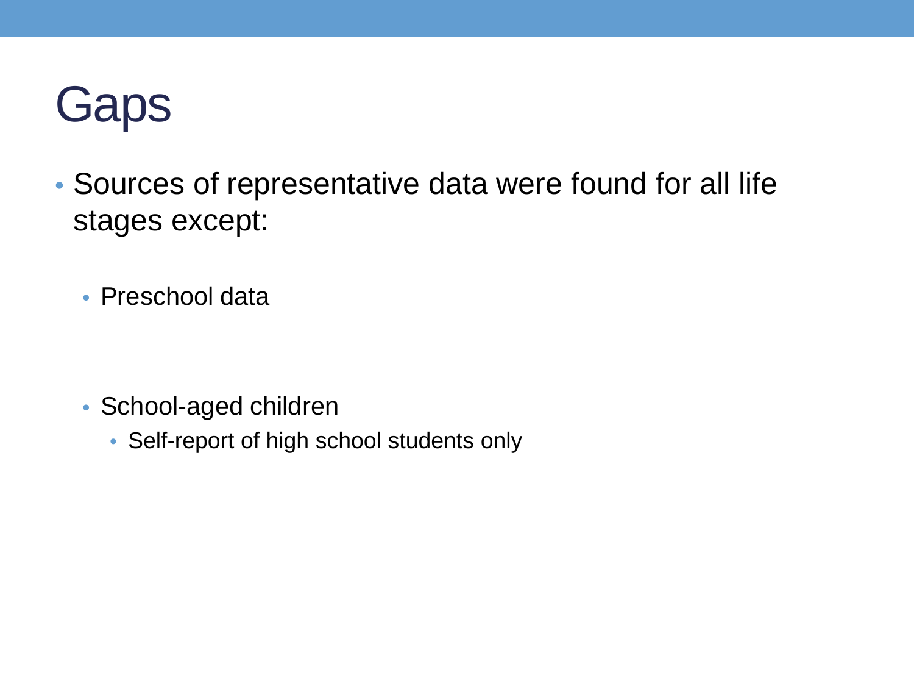# Gaps

- Sources of representative data were found for all life stages except:
  - Preschool data
  - School-aged children
    - Self-report of high school students only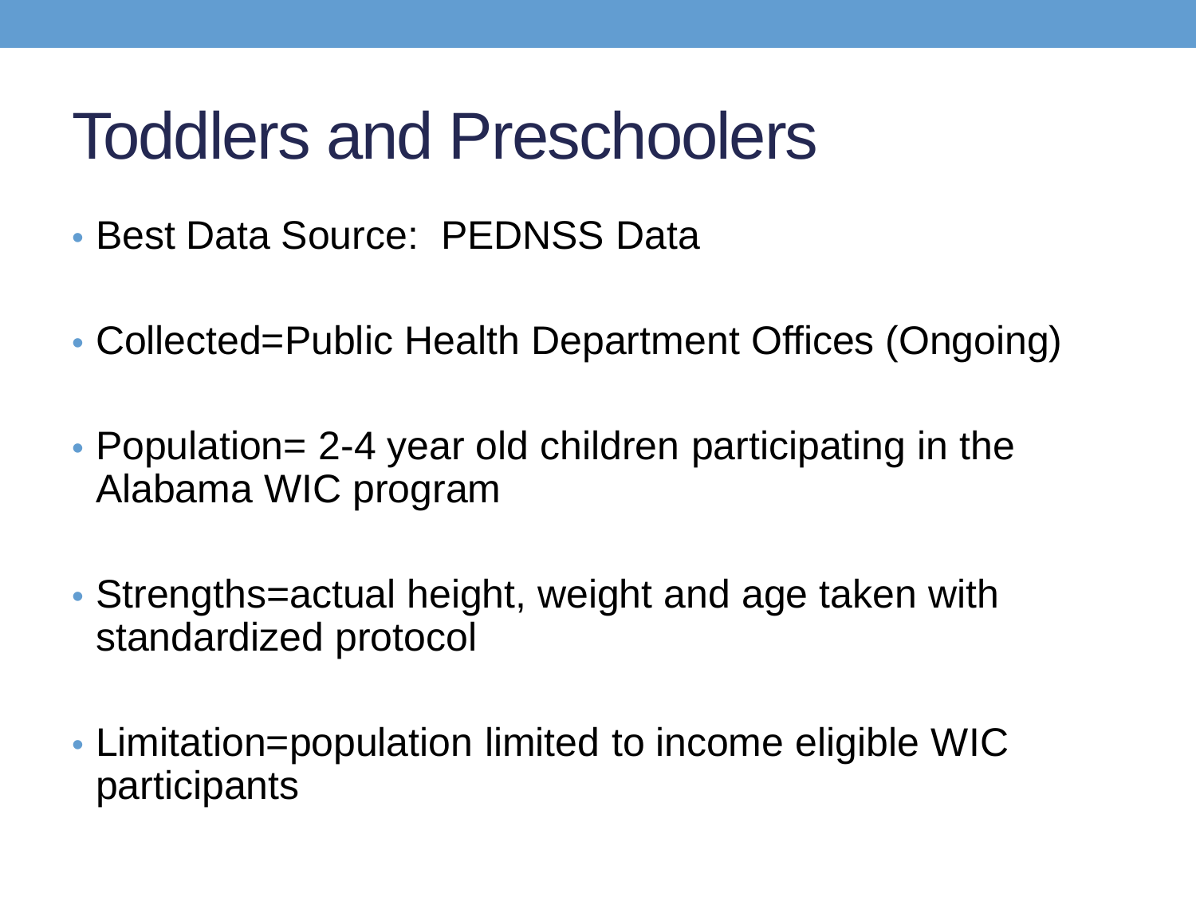# Toddlers and Preschoolers

- Best Data Source:  PEDNSS Data
- Collected=Public Health Department Offices (Ongoing)
- Population= 2-4 year old children participating in the Alabama WIC program
- Strengths=actual height, weight and age taken with standardized protocol
- Limitation=population limited to income eligible WIC participants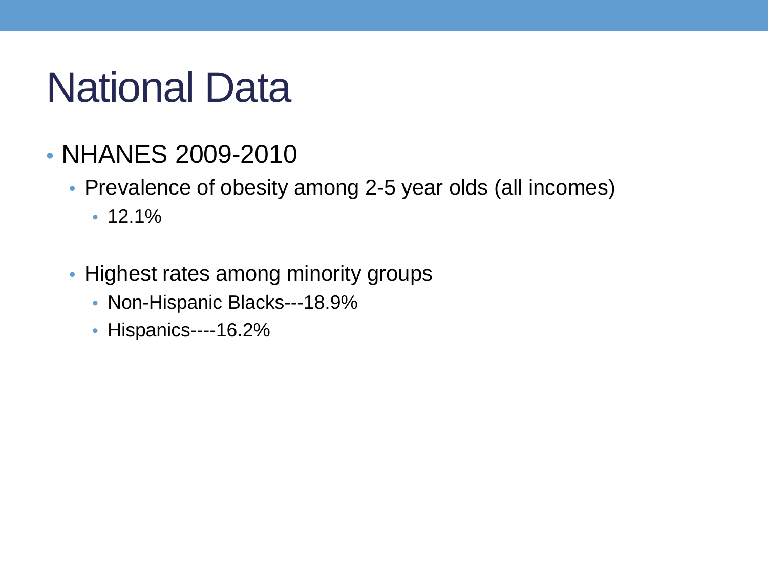# National Data

- NHANES 2009-2010
  - Prevalence of obesity among 2-5 year olds (all incomes)
    - 12.1%
  - Highest rates among minority groups
    - Non-Hispanic Blacks---18.9%
    - Hispanics----16.2%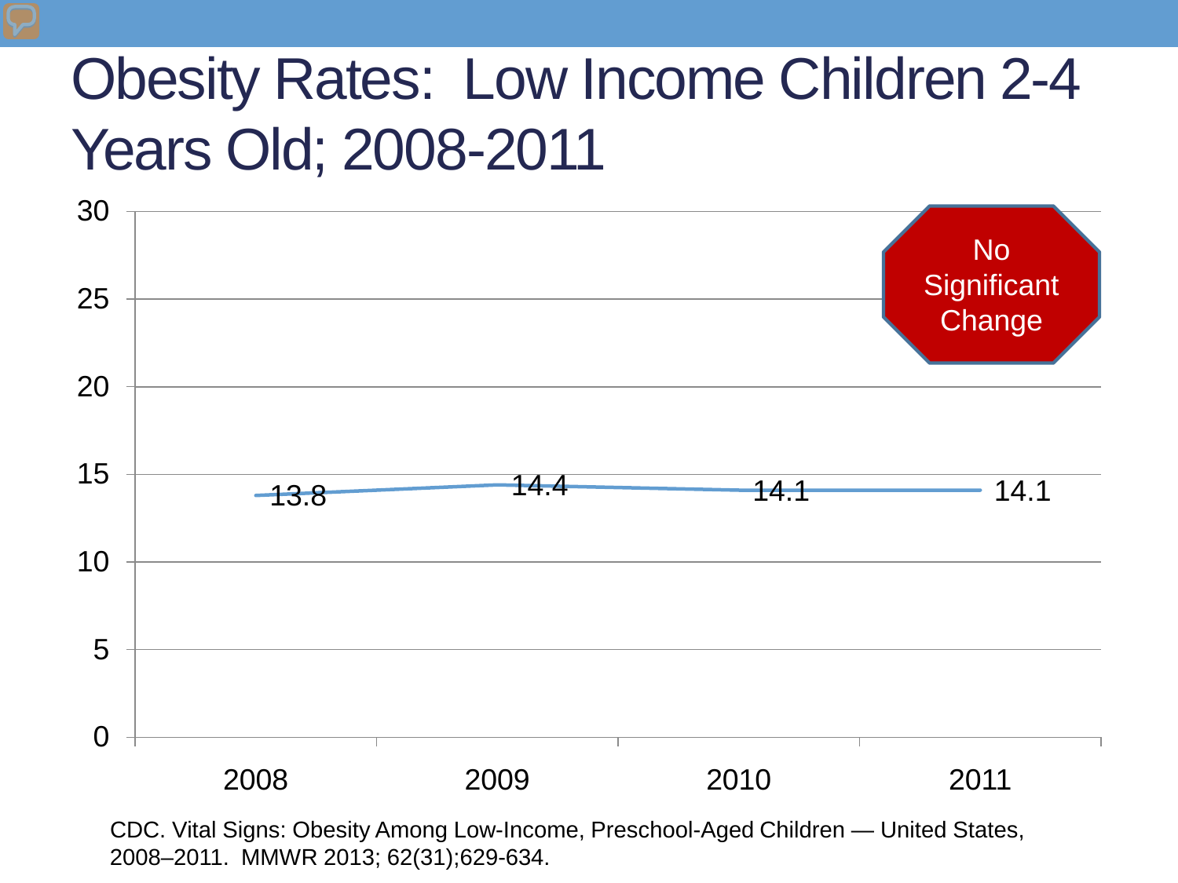# Obesity Rates: Low Income Children 2-4 Years Old; 2008-2011

| Year | Obesity Rate |
|---|---|
| 2008 | 13.8 |
| 2009 | 14.4 |
| 2010 | 14.1 |
| 2011 | 14.1 |

No Significant Change

CDC. Vital Signs: Obesity Among Low-Income, Preschool-Aged Children — United States, 2008–2011. MMWR 2013; 62(31);629-634.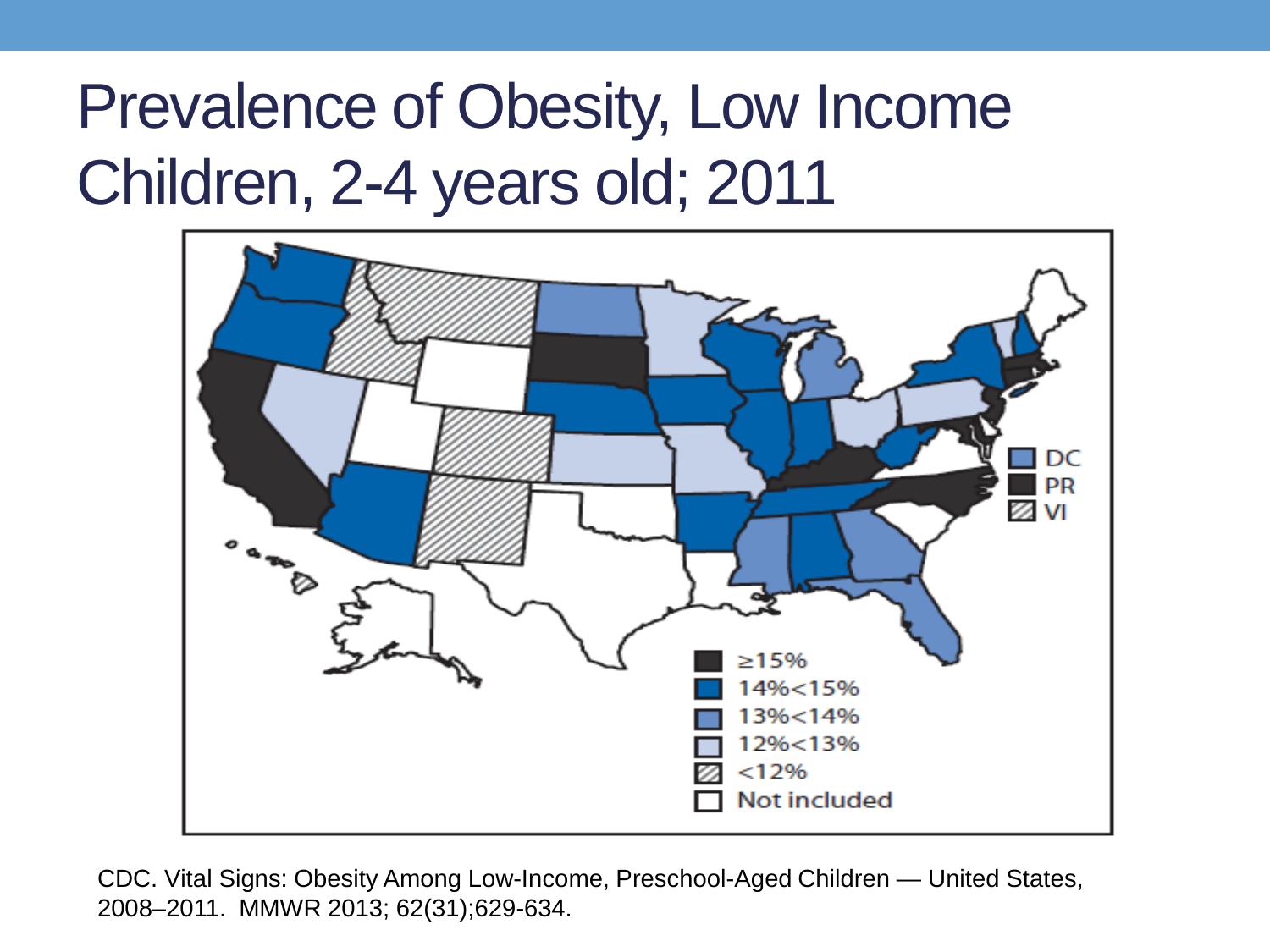# Prevalence of Obesity, Low Income Children, 2-4 years old; 2011

DC
PR
VI

≥15%
14%<15%
13%<14%
12%<13%
<12%
Not included

CDC. Vital Signs: Obesity Among Low-Income, Preschool-Aged Children — United States, 2008–2011. MMWR 2013; 62(31);629-634.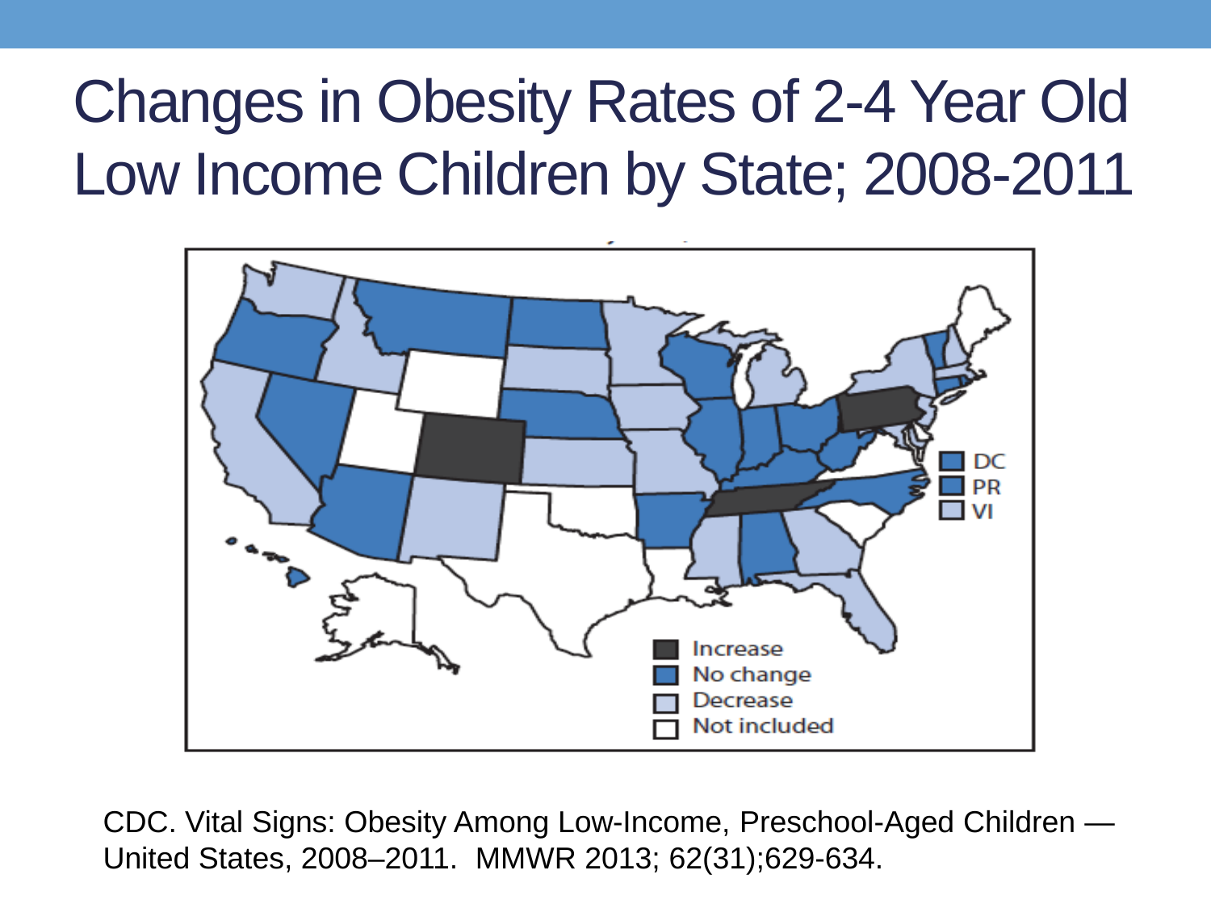# Changes in Obesity Rates of 2-4 Year Old Low Income Children by State; 2008-2011

CDC. Vital Signs: Obesity Among Low-Income, Preschool-Aged Children — United States, 2008–2011. MMWR 2013; 62(31);629-634.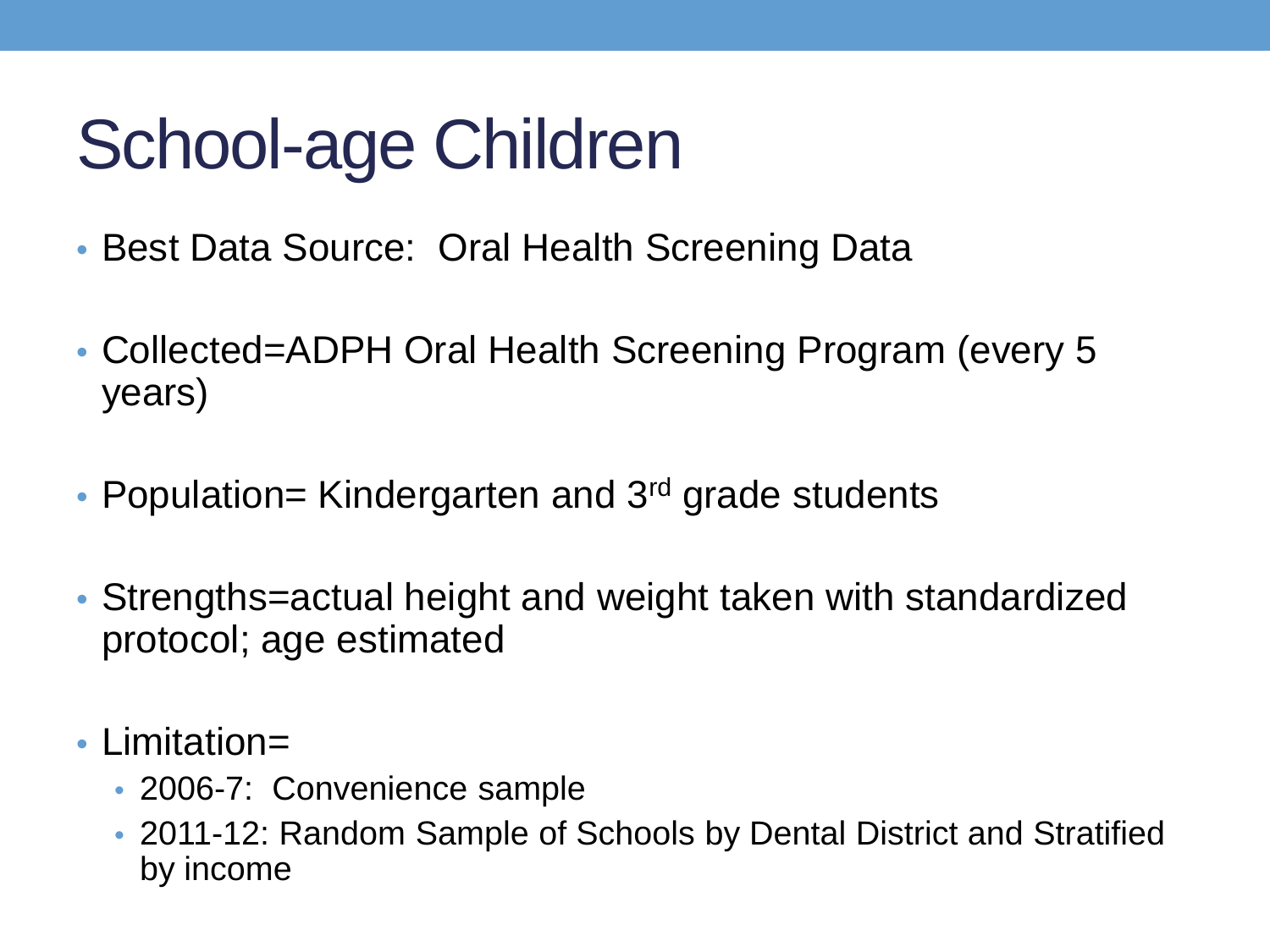# School-age Children

- Best Data Source: Oral Health Screening Data
- Collected=ADPH Oral Health Screening Program (every 5 years)
- Population= Kindergarten and 3rd grade students
- Strengths=actual height and weight taken with standardized protocol; age estimated
- Limitation=
  - 2006-7: Convenience sample
  - 2011-12: Random Sample of Schools by Dental District and Stratified by income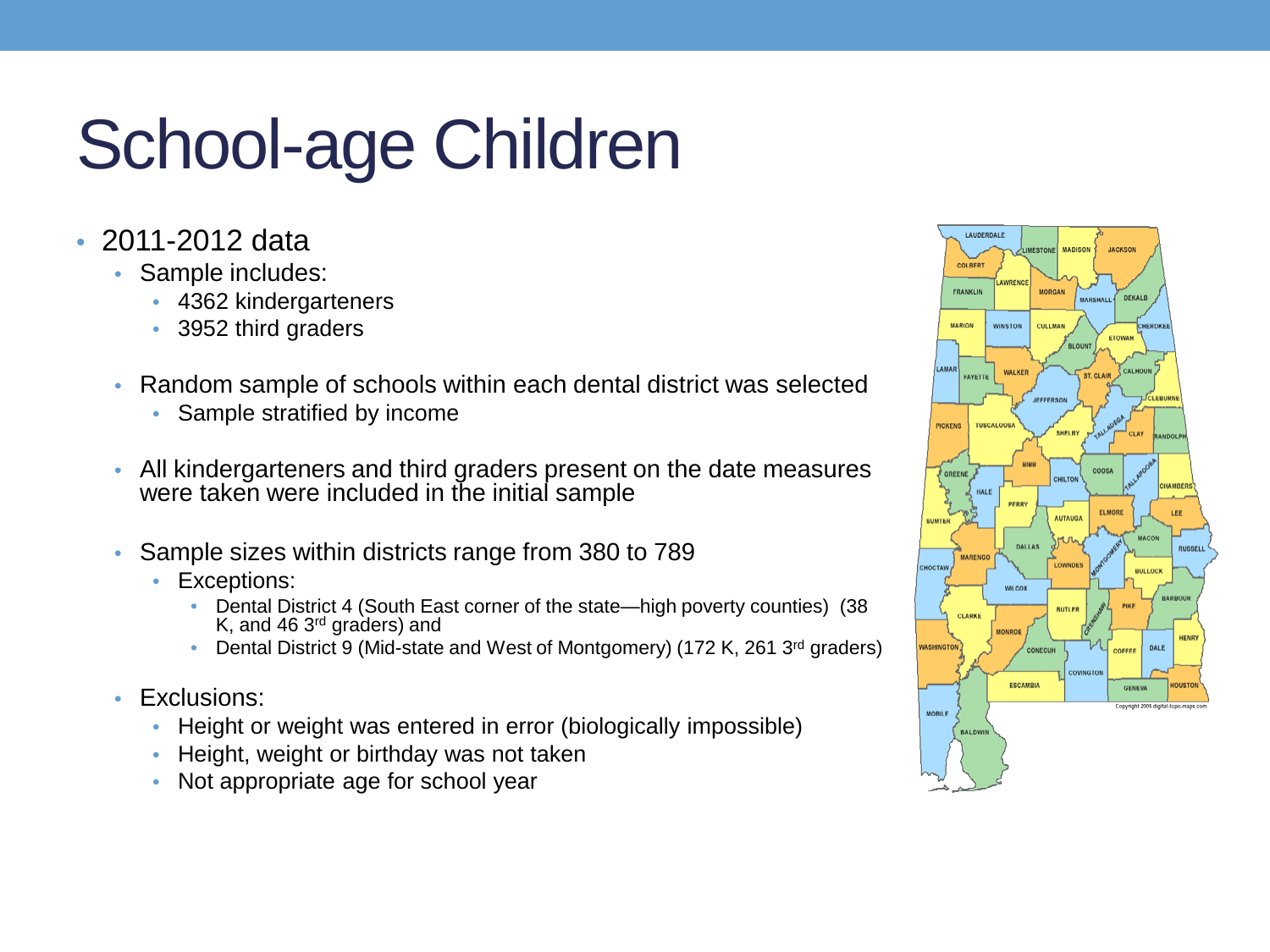# School-age Children

- 2011-2012 data
  - Sample includes:
    - 4362 kindergarteners
    - 3952 third graders
  - Random sample of schools within each dental district was selected
    - Sample stratified by income
  - All kindergarteners and third graders present on the date measures were taken were included in the initial sample
  - Sample sizes within districts range from 380 to 789
    - Exceptions:
      - Dental District 4 (South East corner of the state—high poverty counties) (38 K, and 46 3rd graders) and
      - Dental District 9 (Mid-state and West of Montgomery) (172 K, 261 3rd graders)
  - Exclusions:
    - Height or weight was entered in error (biologically impossible)
    - Height, weight or birthday was not taken
    - Not appropriate age for school year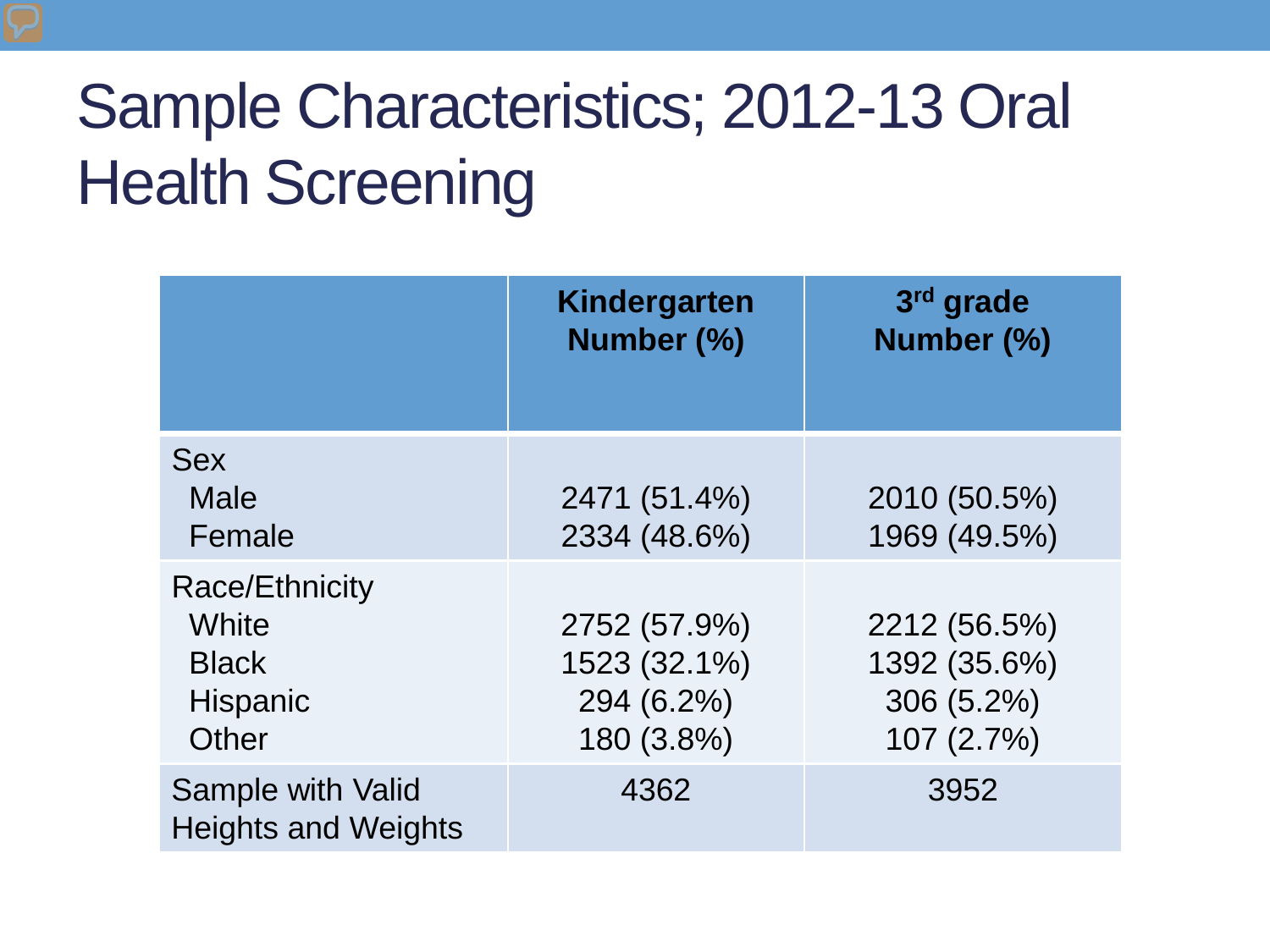# Sample Characteristics; 2012-13 Oral Health Screening

| | Kindergarten Number (%) | 3rd grade Number (%) |
|---|---|---|
| Sex | | |
| Male | 2471 (51.4%) | 2010 (50.5%) |
| Female | 2334 (48.6%) | 1969 (49.5%) |
| Race/Ethnicity | | |
| White | 2752 (57.9%) | 2212 (56.5%) |
| Black | 1523 (32.1%) | 1392 (35.6%) |
| Hispanic | 294 (6.2%) | 306 (5.2%) |
| Other | 180 (3.8%) | 107 (2.7%) |
| Sample with Valid Heights and Weights | 4362 | 3952 |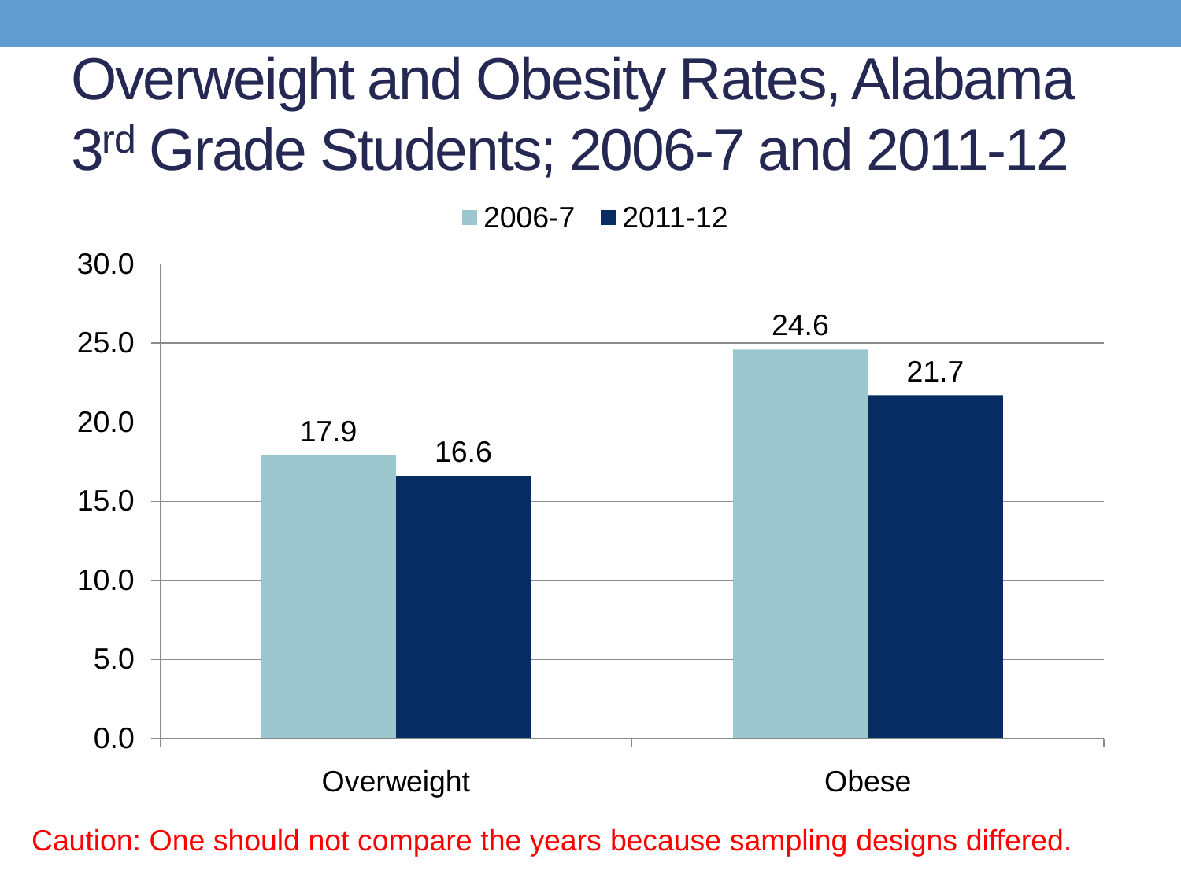# Overweight and Obesity Rates, Alabama 3rd Grade Students; 2006-7 and 2011-12

| | 2006-7 | 2011-12 |
|---|---|---|
| Overweight | 17.9 | 16.6 |
| Obese | 24.6 | 21.7 |

Caution: One should not compare the years because sampling designs differed.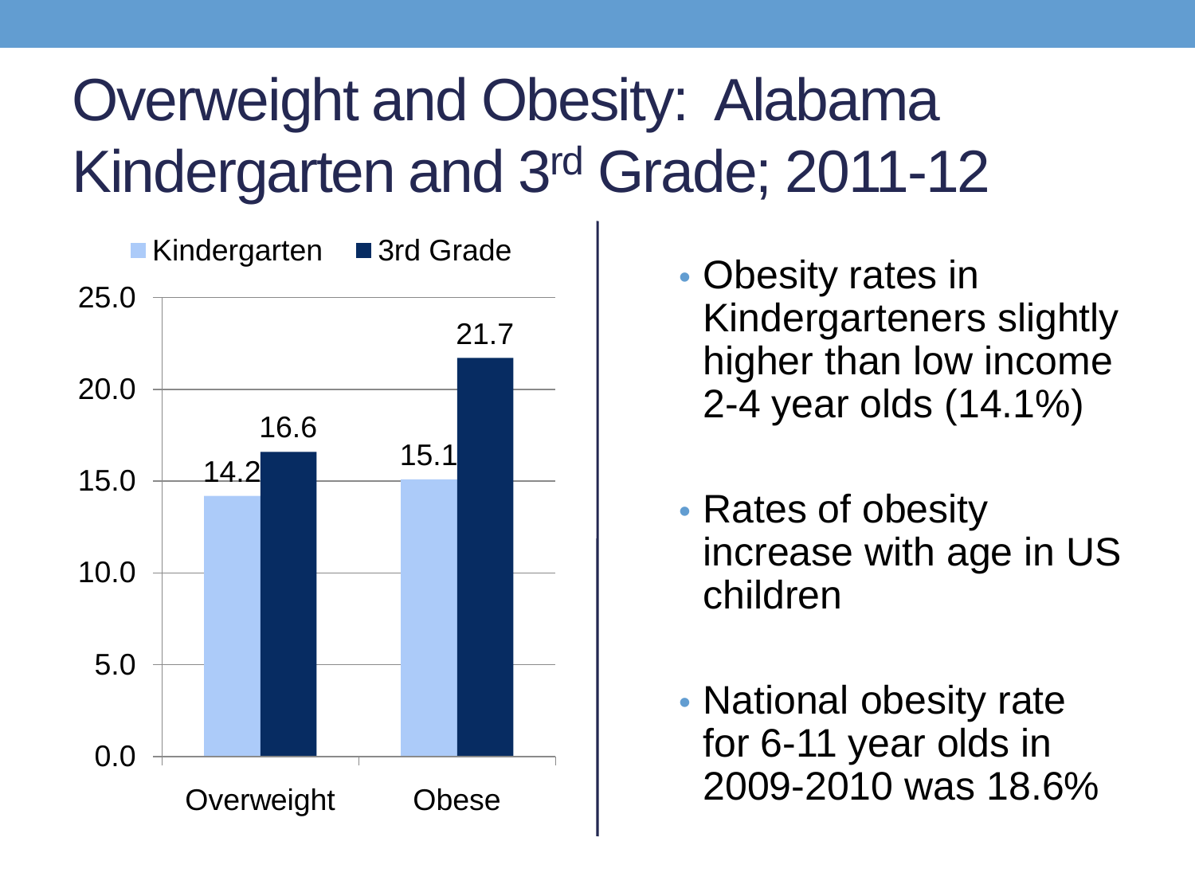# Overweight and Obesity: Alabama Kindergarten and 3rd Grade; 2011-12

| | Kindergarten | 3rd Grade |
|---|---|---|
| Overweight | 14.2 | 16.6 |
| Obese | 15.1 | 21.7 |

- Obesity rates in Kindergarteners slightly higher than low income 2-4 year olds (14.1%)
- Rates of obesity increase with age in US children
- National obesity rate for 6-11 year olds in 2009-2010 was 18.6%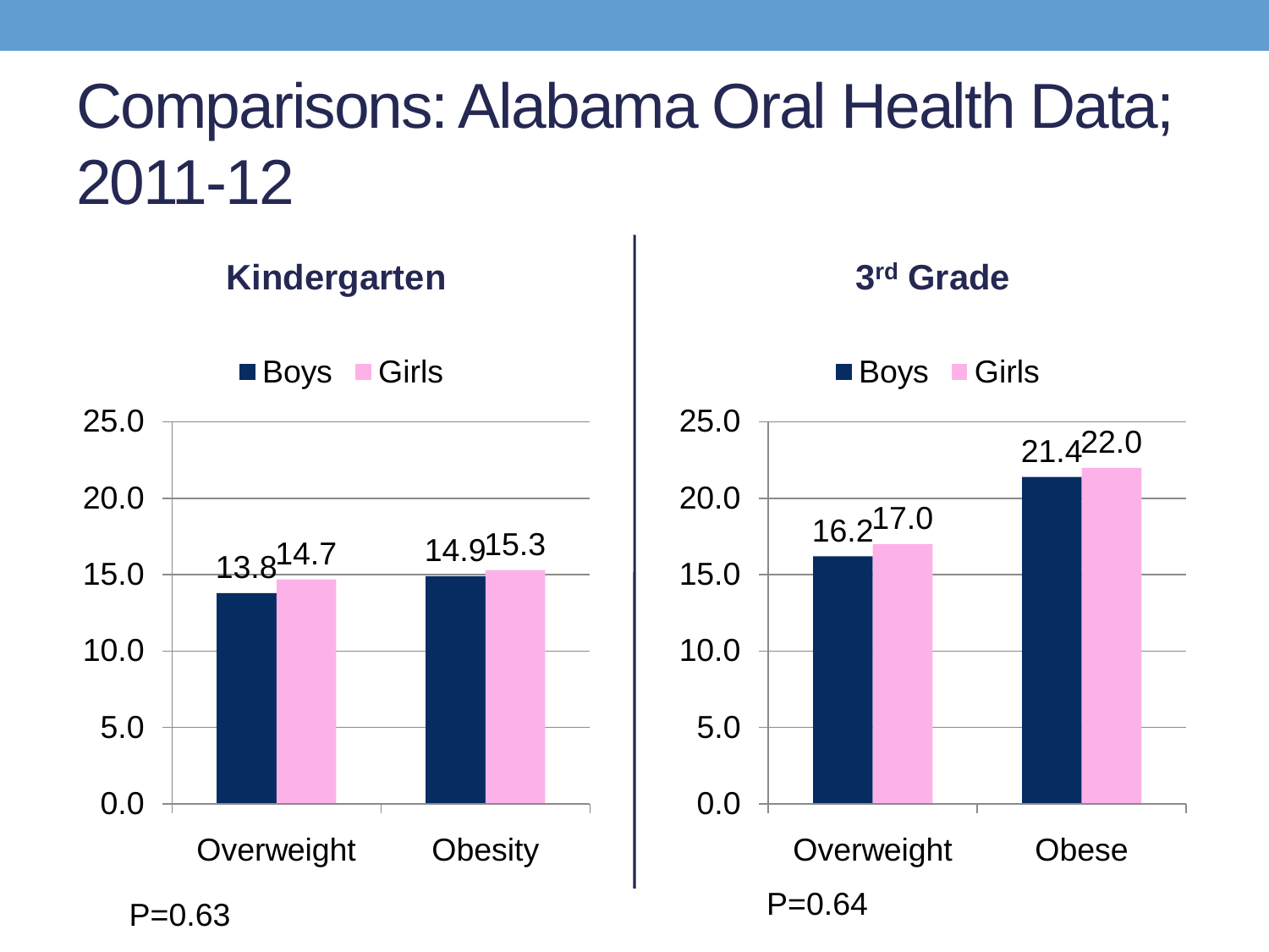# Comparisons: Alabama Oral Health Data; 2011-12

### Kindergarten

| | Boys | Girls |
|---|---|---|
| Overweight | 13.8 | 14.7 |
| Obesity | 14.9 | 15.3 |

P=0.63

### 3rd Grade

| | Boys | Girls |
|---|---|---|
| Overweight | 16.2 | 17.0 |
| Obese | 21.4 | 22.0 |

P=0.64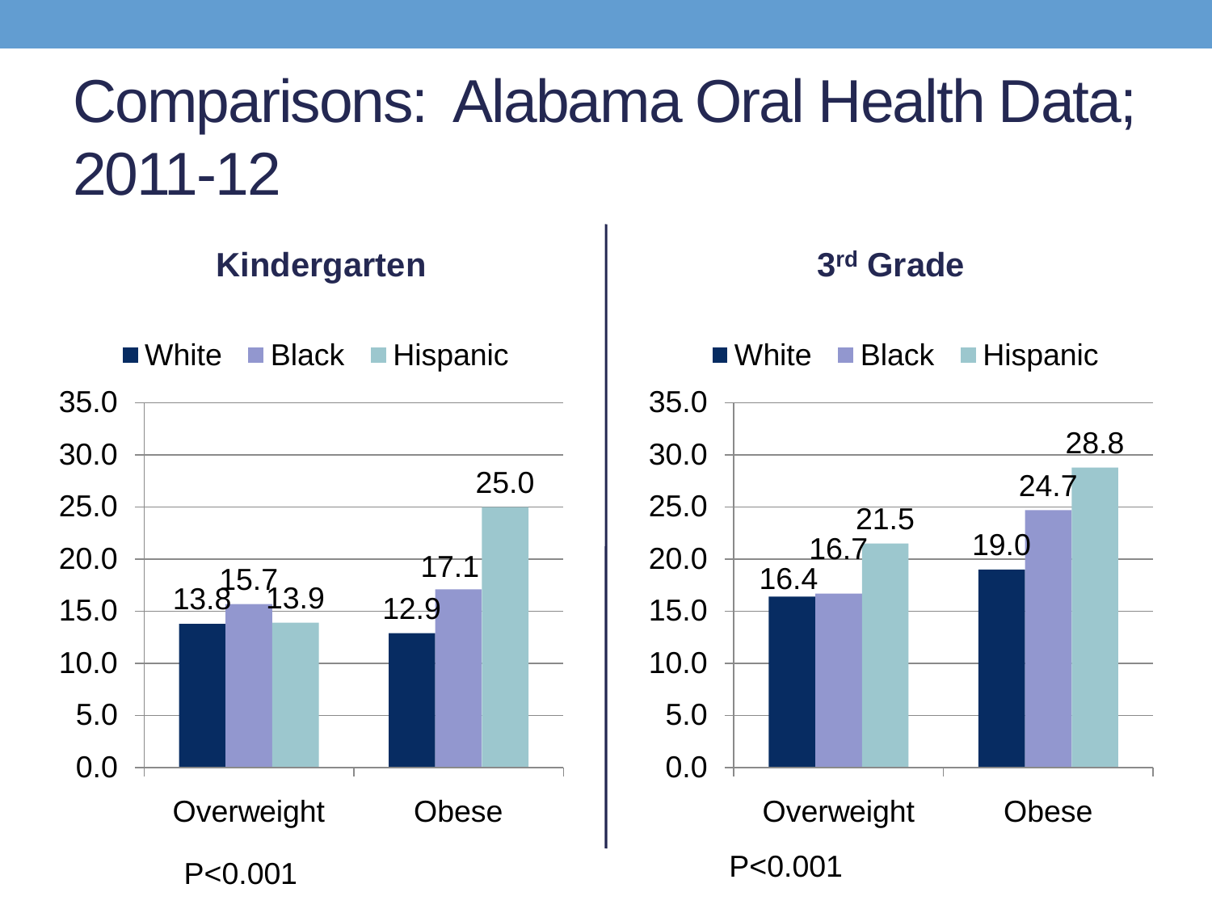# Comparisons: Alabama Oral Health Data; 2011-12

## Kindergarten

| | White | Black | Hispanic |
|---|---|---|---|
| Overweight | 13.8 | 15.7 | 13.9 |
| Obese | 12.9 | 17.1 | 25.0 |

P<0.001

## 3rd Grade

| | White | Black | Hispanic |
|---|---|---|---|
| Overweight | 16.4 | 16.7 | 21.5 |
| Obese | 19.0 | 24.7 | 28.8 |

P<0.001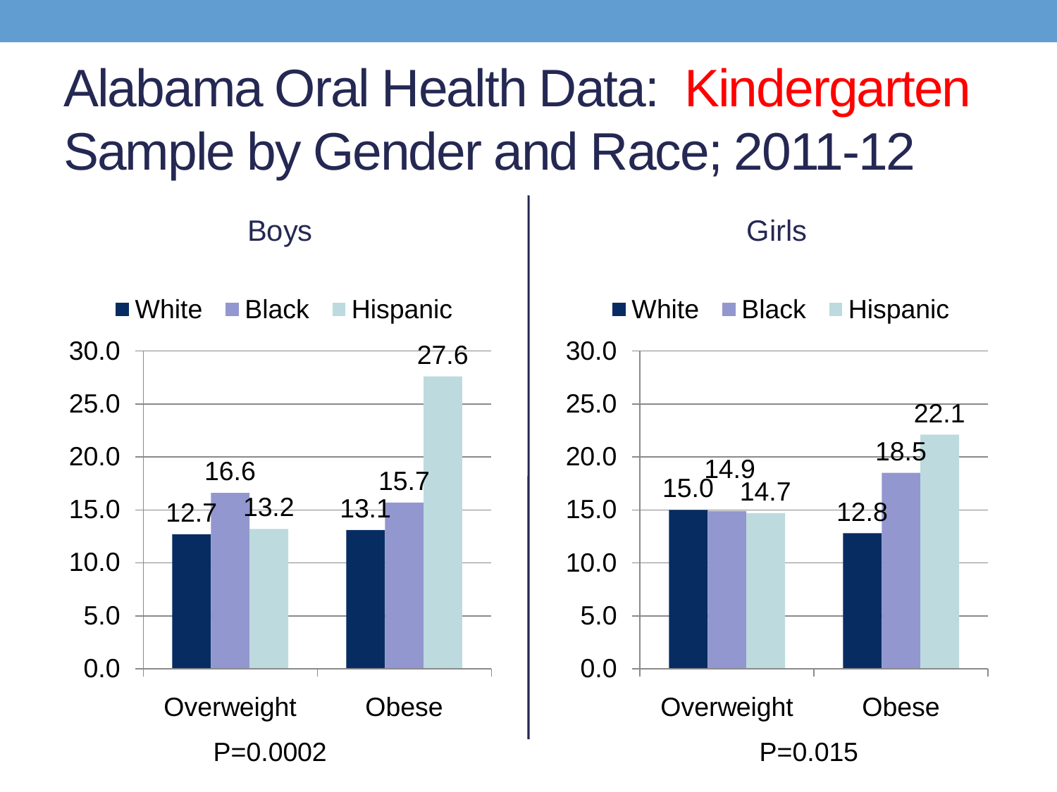# Alabama Oral Health Data: Kindergarten Sample by Gender and Race; 2011-12

## Boys

| | White | Black | Hispanic |
|---|---|---|---|
| Overweight | 12.7 | 16.6 | 13.2 |
| Obese | 13.1 | 15.7 | 27.6 |

P=0.0002

## Girls

| | White | Black | Hispanic |
|---|---|---|---|
| Overweight | 15.0 | 14.9 | 14.7 |
| Obese | 12.8 | 18.5 | 22.1 |

P=0.015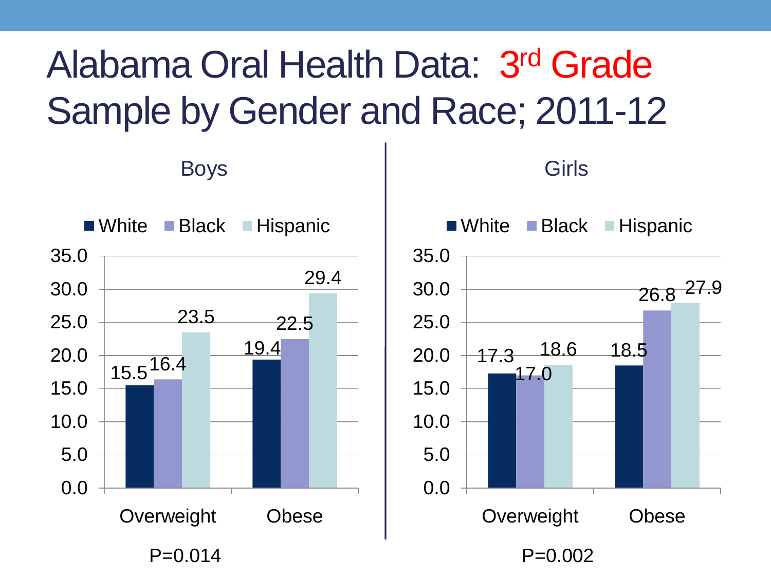# Alabama Oral Health Data: 3rd Grade Sample by Gender and Race; 2011-12

## Boys

| | White | Black | Hispanic |
|---|---|---|---|
| Overweight | 15.5 | 16.4 | 23.5 |
| Obese | 19.4 | 22.5 | 29.4 |

P=0.014

## Girls

| | White | Black | Hispanic |
|---|---|---|---|
| Overweight | 17.3 | 17.0 | 18.6 |
| Obese | 18.5 | 26.8 | 27.9 |

P=0.002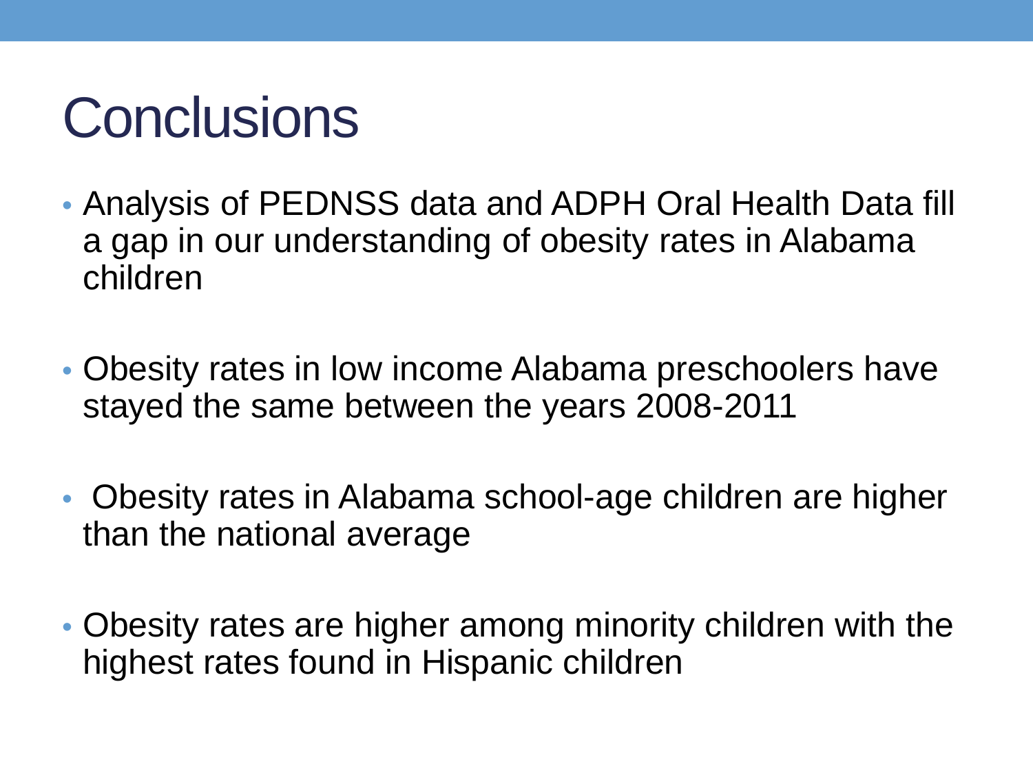# Conclusions

- Analysis of PEDNSS data and ADPH Oral Health Data fill a gap in our understanding of obesity rates in Alabama children
- Obesity rates in low income Alabama preschoolers have stayed the same between the years 2008-2011
- Obesity rates in Alabama school-age children are higher than the national average
- Obesity rates are higher among minority children with the highest rates found in Hispanic children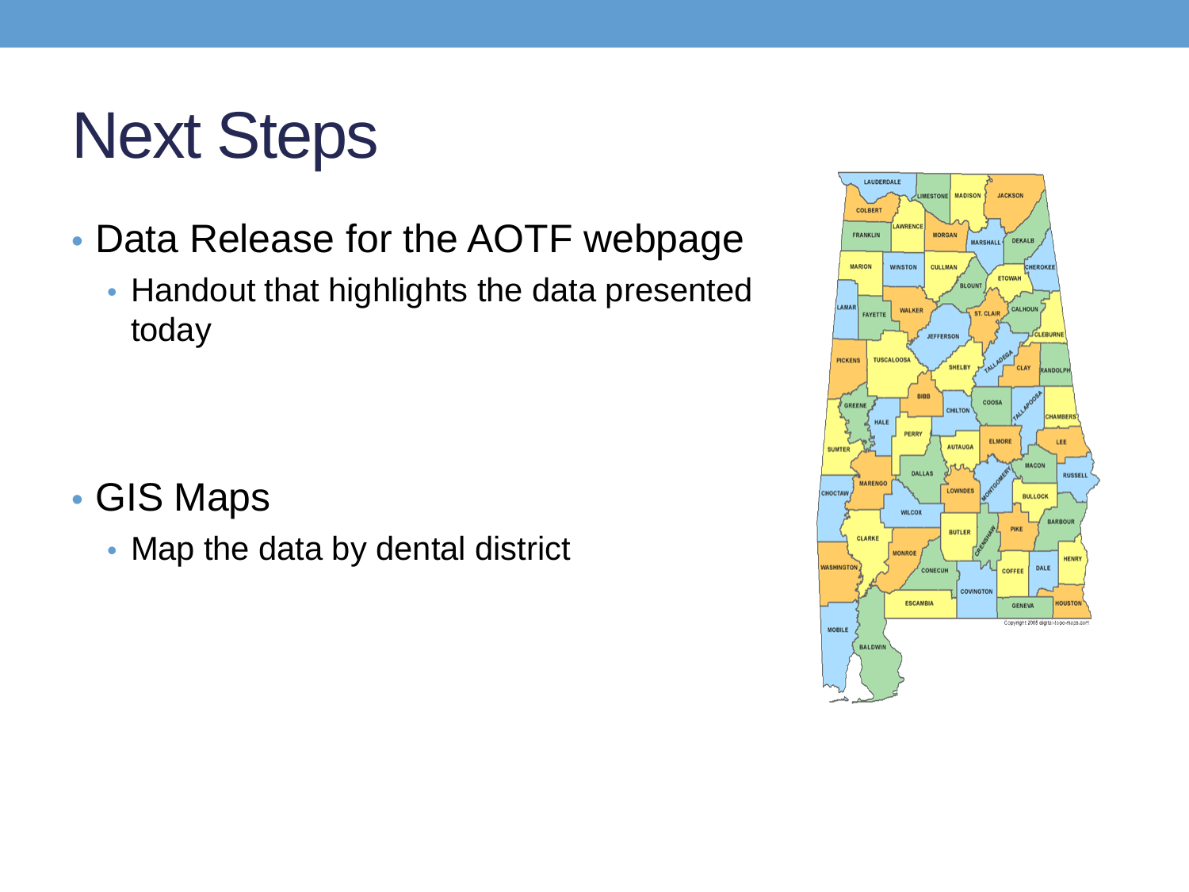# Next Steps

- Data Release for the AOTF webpage
  - Handout that highlights the data presented today
- GIS Maps
  - Map the data by dental district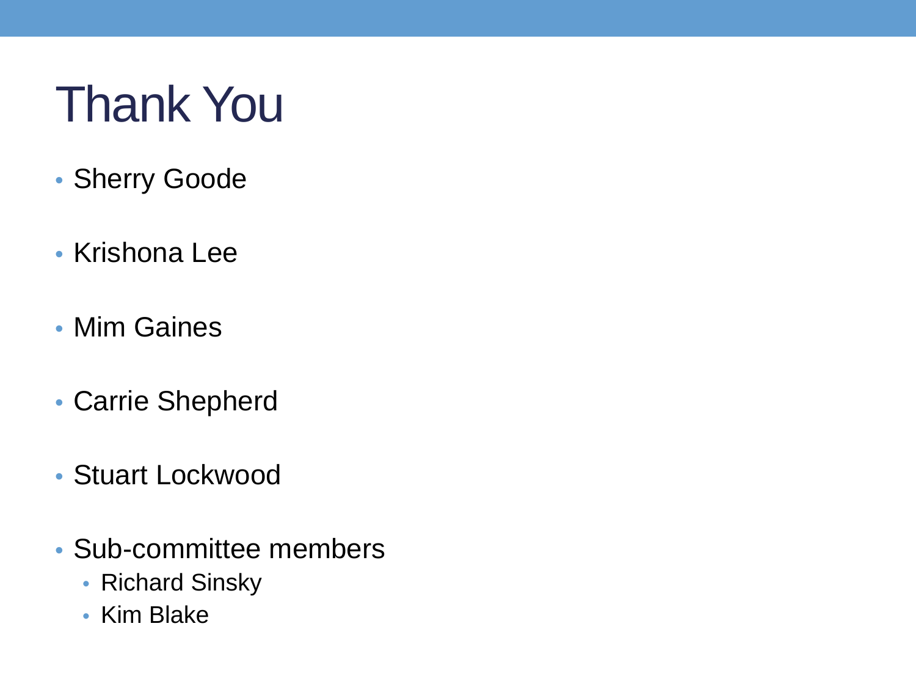# Thank You

- Sherry Goode
- Krishona Lee
- Mim Gaines
- Carrie Shepherd
- Stuart Lockwood
- Sub-committee members
  - Richard Sinsky
  - Kim Blake